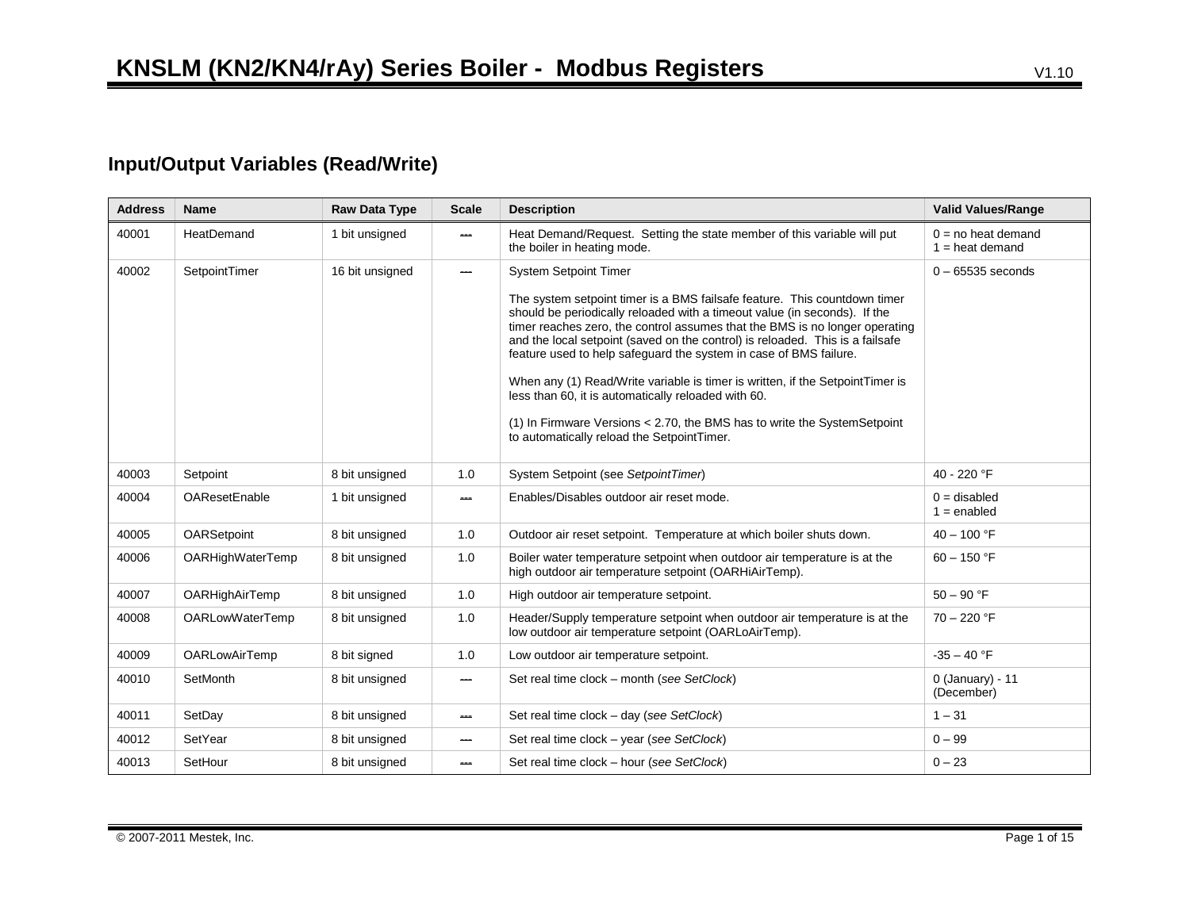# KNSLM (KN2/KN4/rAy) Series Boiler - Modbus Registers

V1.10

## Input/Output Variables (Read/Write)

| Address | Name | Raw Data Type | Scale | Description | Valid Values/Range |
|---|---|---|---|---|---|
| 40001 | HeatDemand | 1 bit unsigned | --- | Heat Demand/Request. Setting the state member of this variable will put the boiler in heating mode. | 0 = no heat demand<br>1 = heat demand |
| 40002 | SetpointTimer | 16 bit unsigned | --- | System Setpoint Timer<br><br>The system setpoint timer is a BMS failsafe feature. This countdown timer should be periodically reloaded with a timeout value (in seconds). If the timer reaches zero, the control assumes that the BMS is no longer operating and the local setpoint (saved on the control) is reloaded. This is a failsafe feature used to help safeguard the system in case of BMS failure.<br><br>When any (1) Read/Write variable is timer is written, if the SetpointTimer is less than 60, it is automatically reloaded with 60.<br><br>(1) In Firmware Versions < 2.70, the BMS has to write the SystemSetpoint to automatically reload the SetpointTimer. | 0 – 65535 seconds |
| 40003 | Setpoint | 8 bit unsigned | 1.0 | System Setpoint (see *SetpointTimer*) | 40 - 220 °F |
| 40004 | OAResetEnable | 1 bit unsigned | --- | Enables/Disables outdoor air reset mode. | 0 = disabled<br>1 = enabled |
| 40005 | OARSetpoint | 8 bit unsigned | 1.0 | Outdoor air reset setpoint. Temperature at which boiler shuts down. | 40 – 100 °F |
| 40006 | OARHighWaterTemp | 8 bit unsigned | 1.0 | Boiler water temperature setpoint when outdoor air temperature is at the high outdoor air temperature setpoint (OARHiAirTemp). | 60 – 150 °F |
| 40007 | OARHighAirTemp | 8 bit unsigned | 1.0 | High outdoor air temperature setpoint. | 50 – 90 °F |
| 40008 | OARLowWaterTemp | 8 bit unsigned | 1.0 | Header/Supply temperature setpoint when outdoor air temperature is at the low outdoor air temperature setpoint (OARLoAirTemp). | 70 – 220 °F |
| 40009 | OARLowAirTemp | 8 bit signed | 1.0 | Low outdoor air temperature setpoint. | -35 – 40 °F |
| 40010 | SetMonth | 8 bit unsigned | --- | Set real time clock – month (*see SetClock*) | 0 (January) - 11 (December) |
| 40011 | SetDay | 8 bit unsigned | --- | Set real time clock – day (*see SetClock*) | 1 – 31 |
| 40012 | SetYear | 8 bit unsigned | --- | Set real time clock – year (*see SetClock*) | 0 – 99 |
| 40013 | SetHour | 8 bit unsigned | --- | Set real time clock – hour (*see SetClock*) | 0 – 23 |

© 2007-2011 Mestek, Inc.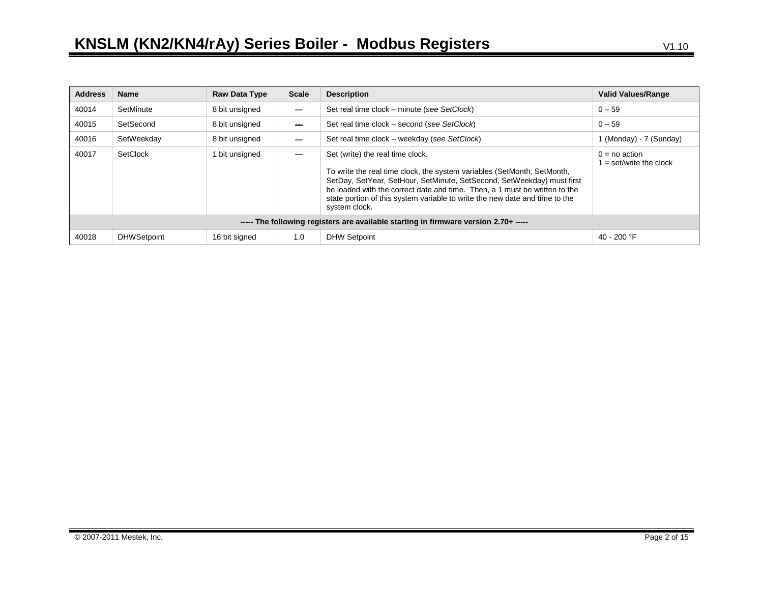| Address | Name | Raw Data Type | Scale | Description | Valid Values/Range |
| --- | --- | --- | --- | --- | --- |
| 40014 | SetMinute | 8 bit unsigned | --- | Set real time clock – minute (*see SetClock*) | 0 – 59 |
| 40015 | SetSecond | 8 bit unsigned | --- | Set real time clock – second (*see SetClock*) | 0 – 59 |
| 40016 | SetWeekday | 8 bit unsigned | --- | Set real time clock – weekday (*see SetClock*) | 1 (Monday) - 7 (Sunday) |
| 40017 | SetClock | 1 bit unsigned | --- | Set (write) the real time clock.<br><br>To write the real time clock, the system variables (SetMonth, SetMonth, SetDay, SetYear, SetHour, SetMinute, SetSecond, SetWeekday) must first be loaded with the correct date and time. Then, a 1 must be written to the state portion of this system variable to write the new date and time to the system clock. | 0 = no action<br>1 = set/write the clock |
| **----- The following registers are available starting in firmware version 2.70+ -----** | | | | | |
| 40018 | DHWSetpoint | 16 bit signed | 1.0 | DHW Setpoint | 40 - 200 °F |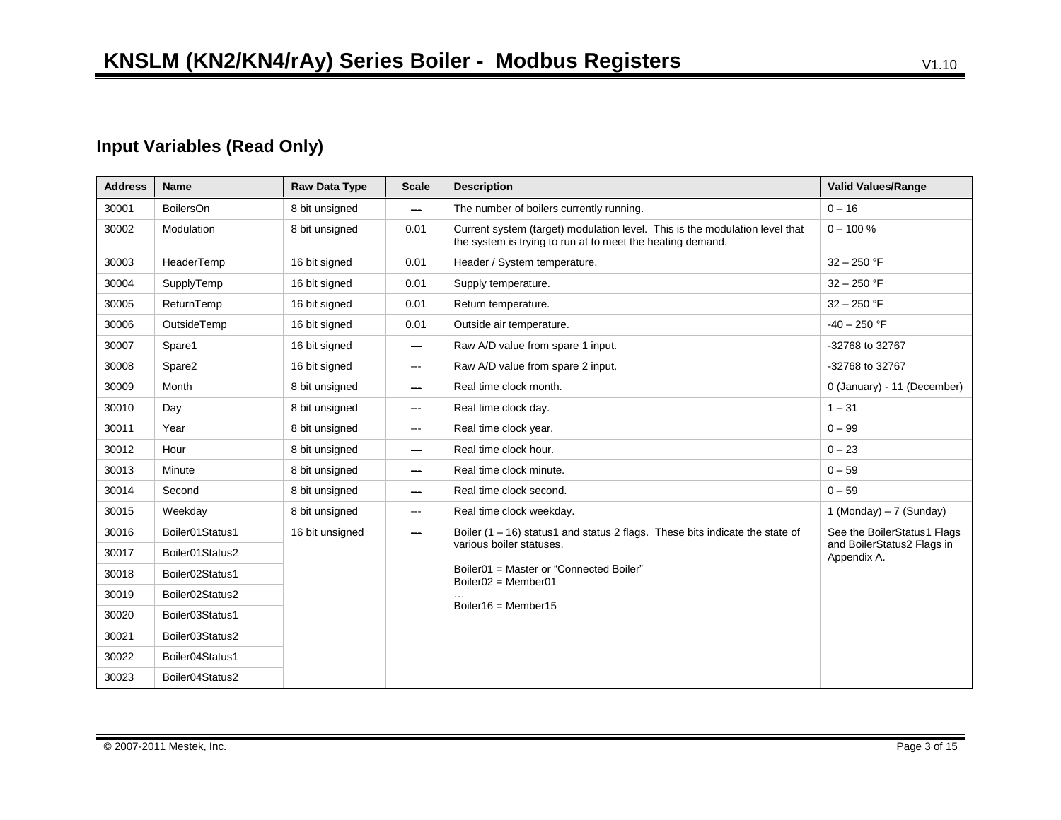## Input Variables (Read Only)

| Address | Name | Raw Data Type | Scale | Description | Valid Values/Range |
|---|---|---|---|---|---|
| 30001 | BoilersOn | 8 bit unsigned | --- | The number of boilers currently running. | 0 – 16 |
| 30002 | Modulation | 8 bit unsigned | 0.01 | Current system (target) modulation level. This is the modulation level that the system is trying to run at to meet the heating demand. | 0 – 100 % |
| 30003 | HeaderTemp | 16 bit signed | 0.01 | Header / System temperature. | 32 – 250 °F |
| 30004 | SupplyTemp | 16 bit signed | 0.01 | Supply temperature. | 32 – 250 °F |
| 30005 | ReturnTemp | 16 bit signed | 0.01 | Return temperature. | 32 – 250 °F |
| 30006 | OutsideTemp | 16 bit signed | 0.01 | Outside air temperature. | -40 – 250 °F |
| 30007 | Spare1 | 16 bit signed | --- | Raw A/D value from spare 1 input. | -32768 to 32767 |
| 30008 | Spare2 | 16 bit signed | --- | Raw A/D value from spare 2 input. | -32768 to 32767 |
| 30009 | Month | 8 bit unsigned | --- | Real time clock month. | 0 (January) - 11 (December) |
| 30010 | Day | 8 bit unsigned | --- | Real time clock day. | 1 – 31 |
| 30011 | Year | 8 bit unsigned | --- | Real time clock year. | 0 – 99 |
| 30012 | Hour | 8 bit unsigned | --- | Real time clock hour. | 0 – 23 |
| 30013 | Minute | 8 bit unsigned | --- | Real time clock minute. | 0 – 59 |
| 30014 | Second | 8 bit unsigned | --- | Real time clock second. | 0 – 59 |
| 30015 | Weekday | 8 bit unsigned | --- | Real time clock weekday. | 1 (Monday) – 7 (Sunday) |
| 30016 | Boiler01Status1 | 16 bit unsigned | --- | Boiler (1 – 16) status1 and status 2 flags. These bits indicate the state of various boiler statuses.<br><br>Boiler01 = Master or "Connected Boiler"<br>Boiler02 = Member01<br>…<br>Boiler16 = Member15 | See the BoilerStatus1 Flags and BoilerStatus2 Flags in Appendix A. |
| 30017 | Boiler01Status2 | | | | |
| 30018 | Boiler02Status1 | | | | |
| 30019 | Boiler02Status2 | | | | |
| 30020 | Boiler03Status1 | | | | |
| 30021 | Boiler03Status2 | | | | |
| 30022 | Boiler04Status1 | | | | |
| 30023 | Boiler04Status2 | | | | |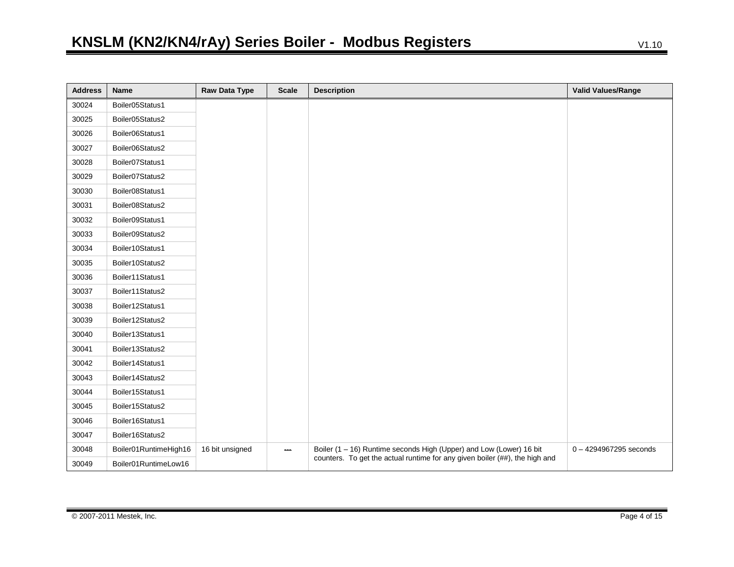| Address | Name | Raw Data Type | Scale | Description | Valid Values/Range |
|---|---|---|---|---|---|
| 30024 | Boiler05Status1 | | | | |
| 30025 | Boiler05Status2 | | | | |
| 30026 | Boiler06Status1 | | | | |
| 30027 | Boiler06Status2 | | | | |
| 30028 | Boiler07Status1 | | | | |
| 30029 | Boiler07Status2 | | | | |
| 30030 | Boiler08Status1 | | | | |
| 30031 | Boiler08Status2 | | | | |
| 30032 | Boiler09Status1 | | | | |
| 30033 | Boiler09Status2 | | | | |
| 30034 | Boiler10Status1 | | | | |
| 30035 | Boiler10Status2 | | | | |
| 30036 | Boiler11Status1 | | | | |
| 30037 | Boiler11Status2 | | | | |
| 30038 | Boiler12Status1 | | | | |
| 30039 | Boiler12Status2 | | | | |
| 30040 | Boiler13Status1 | | | | |
| 30041 | Boiler13Status2 | | | | |
| 30042 | Boiler14Status1 | | | | |
| 30043 | Boiler14Status2 | | | | |
| 30044 | Boiler15Status1 | | | | |
| 30045 | Boiler15Status2 | | | | |
| 30046 | Boiler16Status1 | | | | |
| 30047 | Boiler16Status2 | | | | |
| 30048 | Boiler01RuntimeHigh16 | 16 bit unsigned | --- | Boiler (1 – 16) Runtime seconds High (Upper) and Low (Lower) 16 bit counters. To get the actual runtime for any given boiler (##), the high and | 0 – 4294967295 seconds |
| 30049 | Boiler01RuntimeLow16 | | | | |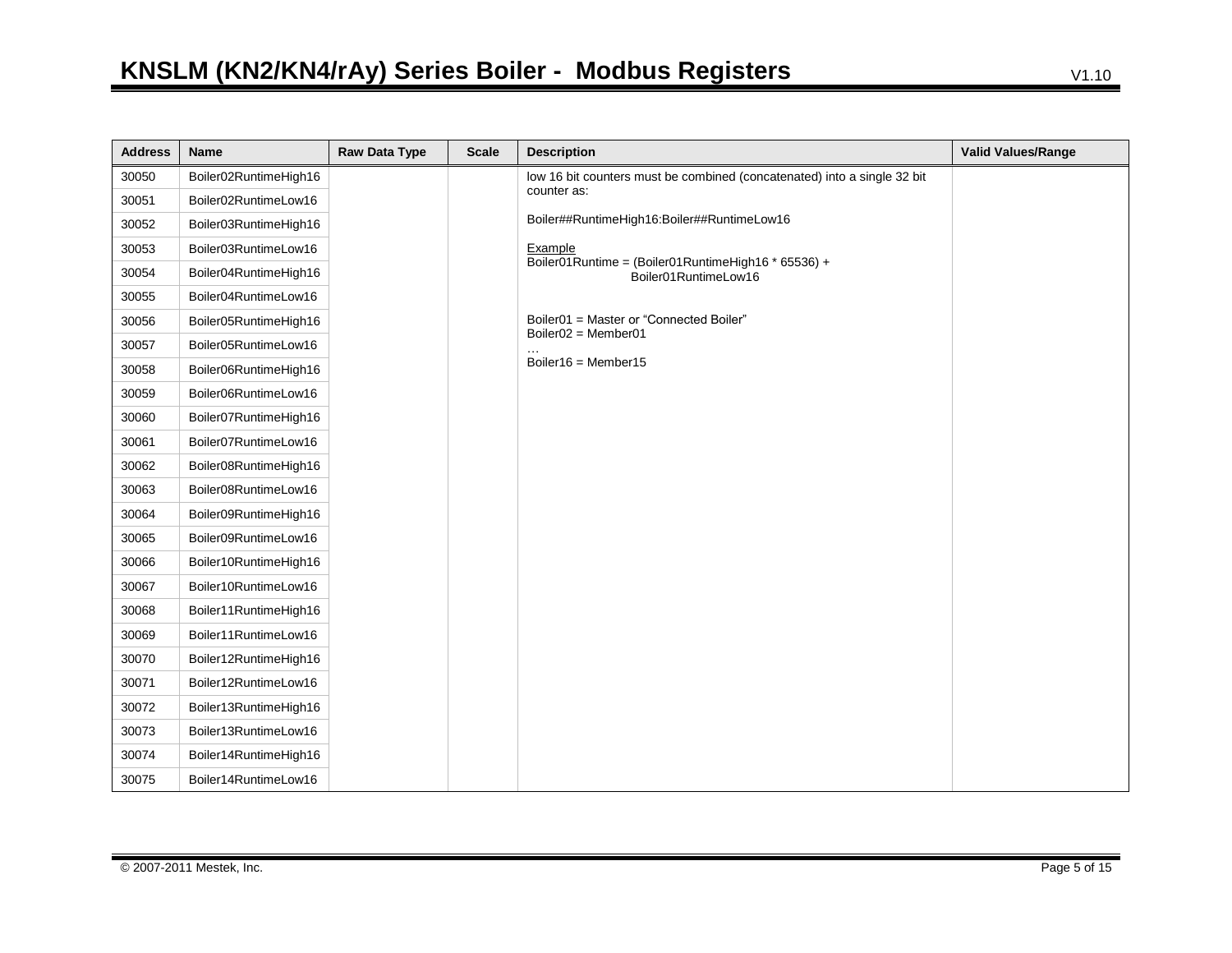| Address | Name | Raw Data Type | Scale | Description | Valid Values/Range |
|---|---|---|---|---|---|
| 30050 | Boiler02RuntimeHigh16 | | | low 16 bit counters must be combined (concatenated) into a single 32 bit counter as:<br><br>Boiler##RuntimeHigh16:Boiler##RuntimeLow16<br><br>Example<br>Boiler01Runtime = (Boiler01RuntimeHigh16 * 65536) + Boiler01RuntimeLow16<br><br>Boiler01 = Master or "Connected Boiler"<br>Boiler02 = Member01<br>…<br>Boiler16 = Member15 | |
| 30051 | Boiler02RuntimeLow16 | | | | |
| 30052 | Boiler03RuntimeHigh16 | | | | |
| 30053 | Boiler03RuntimeLow16 | | | | |
| 30054 | Boiler04RuntimeHigh16 | | | | |
| 30055 | Boiler04RuntimeLow16 | | | | |
| 30056 | Boiler05RuntimeHigh16 | | | | |
| 30057 | Boiler05RuntimeLow16 | | | | |
| 30058 | Boiler06RuntimeHigh16 | | | | |
| 30059 | Boiler06RuntimeLow16 | | | | |
| 30060 | Boiler07RuntimeHigh16 | | | | |
| 30061 | Boiler07RuntimeLow16 | | | | |
| 30062 | Boiler08RuntimeHigh16 | | | | |
| 30063 | Boiler08RuntimeLow16 | | | | |
| 30064 | Boiler09RuntimeHigh16 | | | | |
| 30065 | Boiler09RuntimeLow16 | | | | |
| 30066 | Boiler10RuntimeHigh16 | | | | |
| 30067 | Boiler10RuntimeLow16 | | | | |
| 30068 | Boiler11RuntimeHigh16 | | | | |
| 30069 | Boiler11RuntimeLow16 | | | | |
| 30070 | Boiler12RuntimeHigh16 | | | | |
| 30071 | Boiler12RuntimeLow16 | | | | |
| 30072 | Boiler13RuntimeHigh16 | | | | |
| 30073 | Boiler13RuntimeLow16 | | | | |
| 30074 | Boiler14RuntimeHigh16 | | | | |
| 30075 | Boiler14RuntimeLow16 | | | | |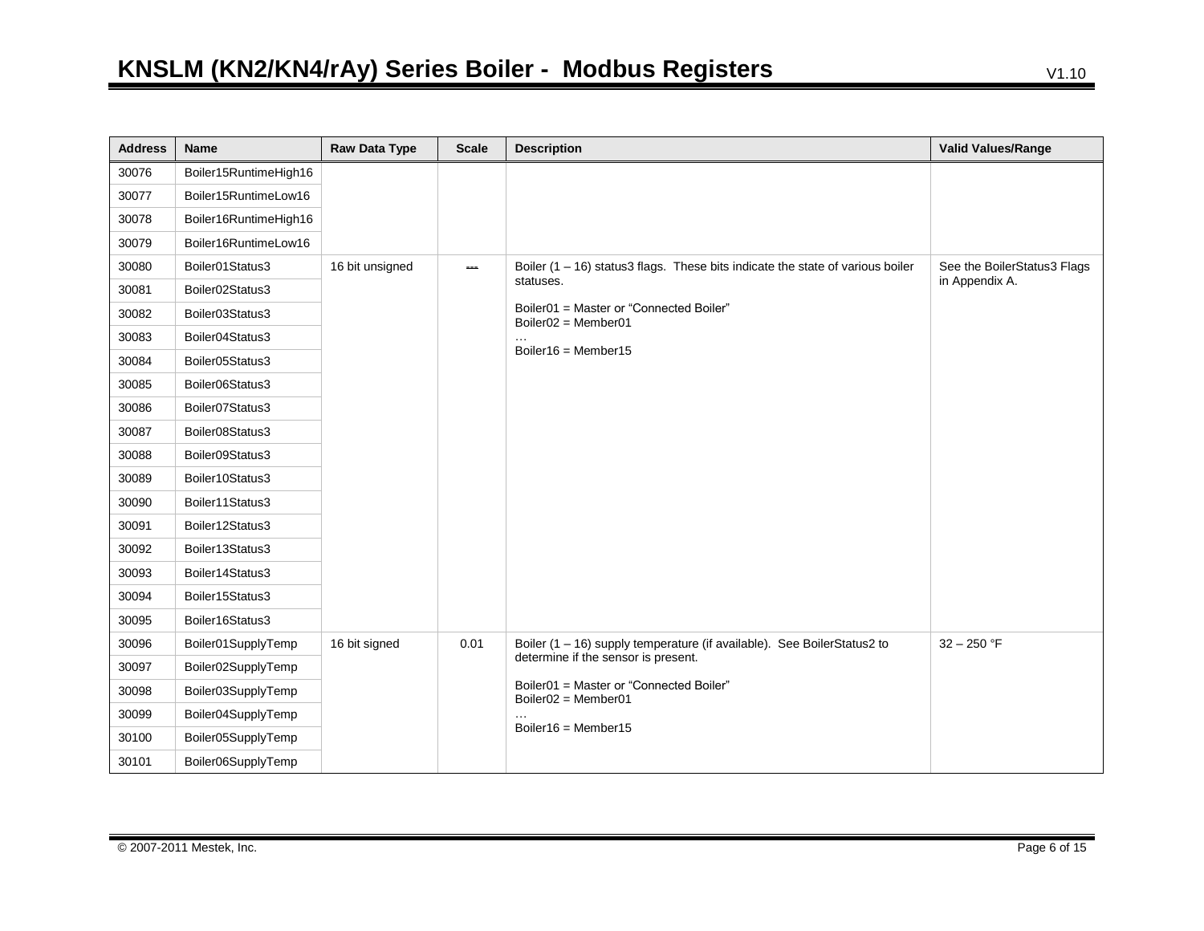| Address | Name | Raw Data Type | Scale | Description | Valid Values/Range |
| --- | --- | --- | --- | --- | --- |
| 30076 | Boiler15RuntimeHigh16 | | | | |
| 30077 | Boiler15RuntimeLow16 | | | | |
| 30078 | Boiler16RuntimeHigh16 | | | | |
| 30079 | Boiler16RuntimeLow16 | | | | |
| 30080 | Boiler01Status3 | 16 bit unsigned | --- | Boiler (1 – 16) status3 flags. These bits indicate the state of various boiler statuses.<br><br>Boiler01 = Master or "Connected Boiler"<br>Boiler02 = Member01<br>…<br>Boiler16 = Member15 | See the BoilerStatus3 Flags in Appendix A. |
| 30081 | Boiler02Status3 | | | | |
| 30082 | Boiler03Status3 | | | | |
| 30083 | Boiler04Status3 | | | | |
| 30084 | Boiler05Status3 | | | | |
| 30085 | Boiler06Status3 | | | | |
| 30086 | Boiler07Status3 | | | | |
| 30087 | Boiler08Status3 | | | | |
| 30088 | Boiler09Status3 | | | | |
| 30089 | Boiler10Status3 | | | | |
| 30090 | Boiler11Status3 | | | | |
| 30091 | Boiler12Status3 | | | | |
| 30092 | Boiler13Status3 | | | | |
| 30093 | Boiler14Status3 | | | | |
| 30094 | Boiler15Status3 | | | | |
| 30095 | Boiler16Status3 | | | | |
| 30096 | Boiler01SupplyTemp | 16 bit signed | 0.01 | Boiler (1 – 16) supply temperature (if available). See BoilerStatus2 to determine if the sensor is present.<br><br>Boiler01 = Master or "Connected Boiler"<br>Boiler02 = Member01<br>…<br>Boiler16 = Member15 | 32 – 250 °F |
| 30097 | Boiler02SupplyTemp | | | | |
| 30098 | Boiler03SupplyTemp | | | | |
| 30099 | Boiler04SupplyTemp | | | | |
| 30100 | Boiler05SupplyTemp | | | | |
| 30101 | Boiler06SupplyTemp | | | | |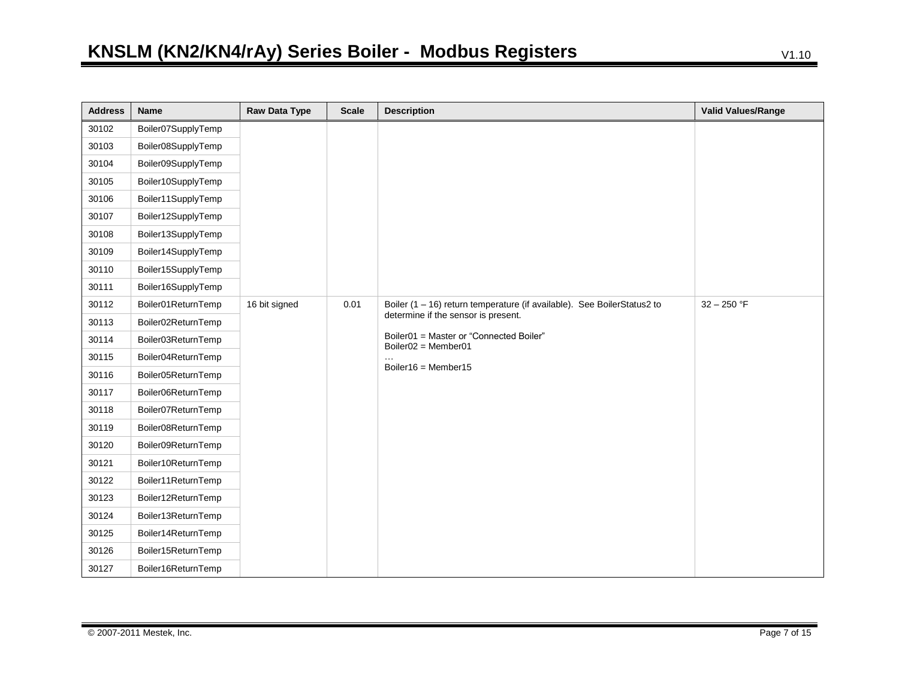| Address | Name | Raw Data Type | Scale | Description | Valid Values/Range |
|---|---|---|---|---|---|
| 30102 | Boiler07SupplyTemp | | | | |
| 30103 | Boiler08SupplyTemp | | | | |
| 30104 | Boiler09SupplyTemp | | | | |
| 30105 | Boiler10SupplyTemp | | | | |
| 30106 | Boiler11SupplyTemp | | | | |
| 30107 | Boiler12SupplyTemp | | | | |
| 30108 | Boiler13SupplyTemp | | | | |
| 30109 | Boiler14SupplyTemp | | | | |
| 30110 | Boiler15SupplyTemp | | | | |
| 30111 | Boiler16SupplyTemp | | | | |
| 30112 | Boiler01ReturnTemp | 16 bit signed | 0.01 | Boiler (1 – 16) return temperature (if available). See BoilerStatus2 to determine if the sensor is present.<br><br>Boiler01 = Master or "Connected Boiler"<br>Boiler02 = Member01<br>…<br>Boiler16 = Member15 | 32 – 250 °F |
| 30113 | Boiler02ReturnTemp | | | | |
| 30114 | Boiler03ReturnTemp | | | | |
| 30115 | Boiler04ReturnTemp | | | | |
| 30116 | Boiler05ReturnTemp | | | | |
| 30117 | Boiler06ReturnTemp | | | | |
| 30118 | Boiler07ReturnTemp | | | | |
| 30119 | Boiler08ReturnTemp | | | | |
| 30120 | Boiler09ReturnTemp | | | | |
| 30121 | Boiler10ReturnTemp | | | | |
| 30122 | Boiler11ReturnTemp | | | | |
| 30123 | Boiler12ReturnTemp | | | | |
| 30124 | Boiler13ReturnTemp | | | | |
| 30125 | Boiler14ReturnTemp | | | | |
| 30126 | Boiler15ReturnTemp | | | | |
| 30127 | Boiler16ReturnTemp | | | | |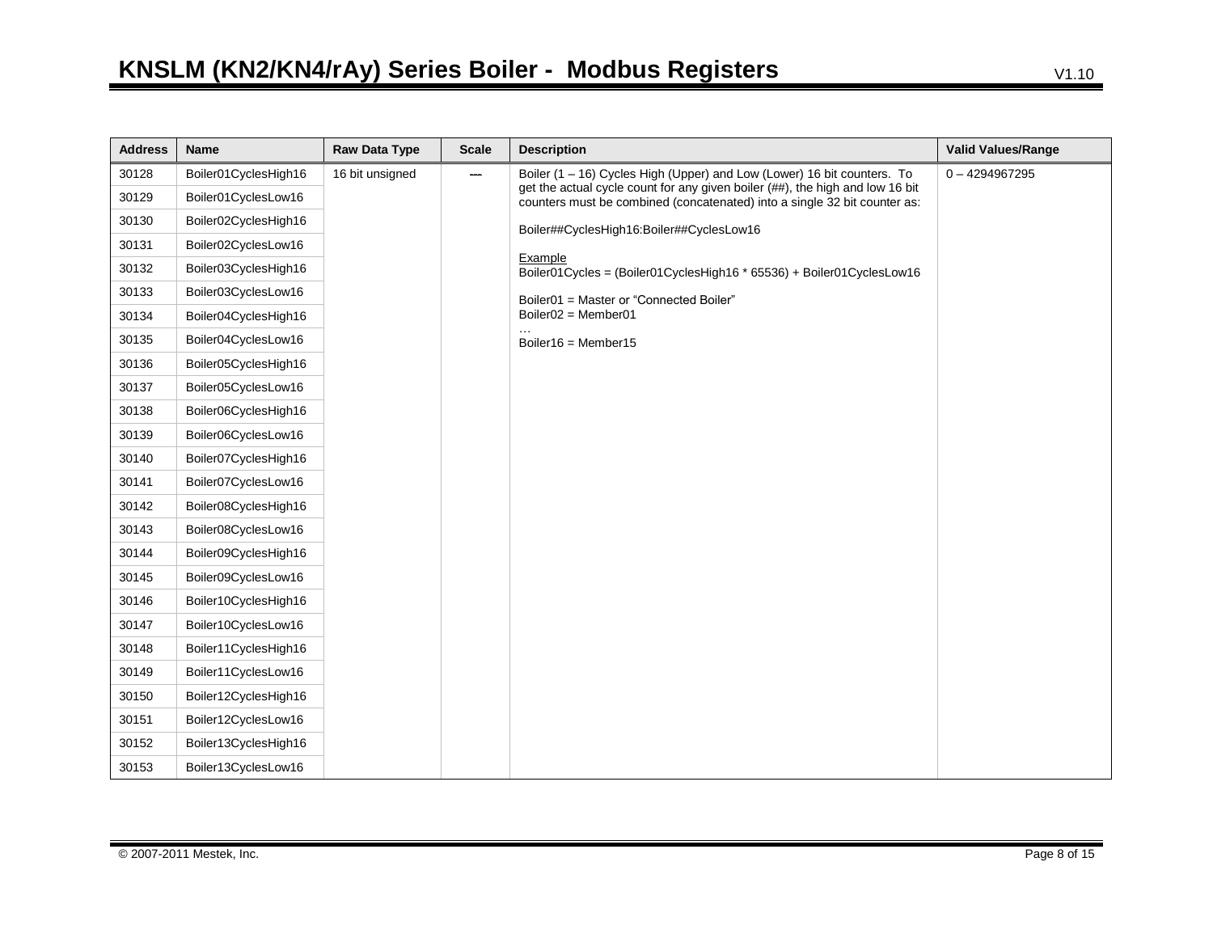| Address | Name | Raw Data Type | Scale | Description | Valid Values/Range |
|---|---|---|---|---|---|
| 30128 | Boiler01CyclesHigh16 | 16 bit unsigned | --- | Boiler (1 – 16) Cycles High (Upper) and Low (Lower) 16 bit counters. To get the actual cycle count for any given boiler (##), the high and low 16 bit counters must be combined (concatenated) into a single 32 bit counter as:<br><br>Boiler##CyclesHigh16:Boiler##CyclesLow16<br><br><u>Example</u><br>Boiler01Cycles = (Boiler01CyclesHigh16 * 65536) + Boiler01CyclesLow16<br><br>Boiler01 = Master or "Connected Boiler"<br>Boiler02 = Member01<br>…<br>Boiler16 = Member15 | 0 – 4294967295 |
| 30129 | Boiler01CyclesLow16 | | | | |
| 30130 | Boiler02CyclesHigh16 | | | | |
| 30131 | Boiler02CyclesLow16 | | | | |
| 30132 | Boiler03CyclesHigh16 | | | | |
| 30133 | Boiler03CyclesLow16 | | | | |
| 30134 | Boiler04CyclesHigh16 | | | | |
| 30135 | Boiler04CyclesLow16 | | | | |
| 30136 | Boiler05CyclesHigh16 | | | | |
| 30137 | Boiler05CyclesLow16 | | | | |
| 30138 | Boiler06CyclesHigh16 | | | | |
| 30139 | Boiler06CyclesLow16 | | | | |
| 30140 | Boiler07CyclesHigh16 | | | | |
| 30141 | Boiler07CyclesLow16 | | | | |
| 30142 | Boiler08CyclesHigh16 | | | | |
| 30143 | Boiler08CyclesLow16 | | | | |
| 30144 | Boiler09CyclesHigh16 | | | | |
| 30145 | Boiler09CyclesLow16 | | | | |
| 30146 | Boiler10CyclesHigh16 | | | | |
| 30147 | Boiler10CyclesLow16 | | | | |
| 30148 | Boiler11CyclesHigh16 | | | | |
| 30149 | Boiler11CyclesLow16 | | | | |
| 30150 | Boiler12CyclesHigh16 | | | | |
| 30151 | Boiler12CyclesLow16 | | | | |
| 30152 | Boiler13CyclesHigh16 | | | | |
| 30153 | Boiler13CyclesLow16 | | | | |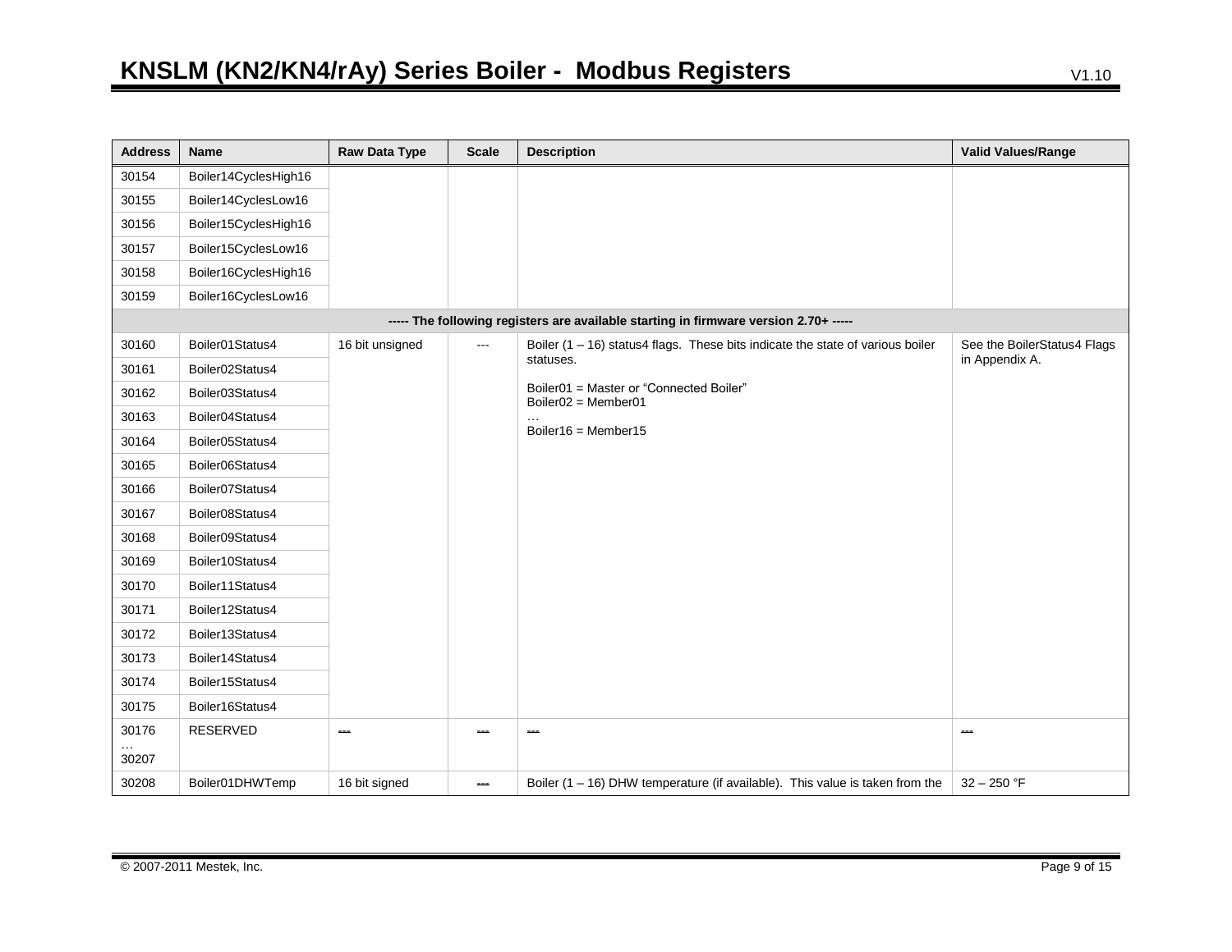| Address | Name | Raw Data Type | Scale | Description | Valid Values/Range |
|---|---|---|---|---|---|
| 30154 | Boiler14CyclesHigh16 | | | | |
| 30155 | Boiler14CyclesLow16 | | | | |
| 30156 | Boiler15CyclesHigh16 | | | | |
| 30157 | Boiler15CyclesLow16 | | | | |
| 30158 | Boiler16CyclesHigh16 | | | | |
| 30159 | Boiler16CyclesLow16 | | | | |
| | | | ----- The following registers are available starting in firmware version 2.70+ ----- | | |
| 30160 | Boiler01Status4 | 16 bit unsigned | --- | Boiler (1 – 16) status4 flags. These bits indicate the state of various boiler statuses.<br><br>Boiler01 = Master or "Connected Boiler"<br>Boiler02 = Member01<br>…<br>Boiler16 = Member15 | See the BoilerStatus4 Flags in Appendix A. |
| 30161 | Boiler02Status4 | | | | |
| 30162 | Boiler03Status4 | | | | |
| 30163 | Boiler04Status4 | | | | |
| 30164 | Boiler05Status4 | | | | |
| 30165 | Boiler06Status4 | | | | |
| 30166 | Boiler07Status4 | | | | |
| 30167 | Boiler08Status4 | | | | |
| 30168 | Boiler09Status4 | | | | |
| 30169 | Boiler10Status4 | | | | |
| 30170 | Boiler11Status4 | | | | |
| 30171 | Boiler12Status4 | | | | |
| 30172 | Boiler13Status4 | | | | |
| 30173 | Boiler14Status4 | | | | |
| 30174 | Boiler15Status4 | | | | |
| 30175 | Boiler16Status4 | | | | |
| 30176<br>…<br>30207 | RESERVED | --- | --- | --- | --- |
| 30208 | Boiler01DHWTemp | 16 bit signed | --- | Boiler (1 – 16) DHW temperature (if available). This value is taken from the | 32 – 250 °F |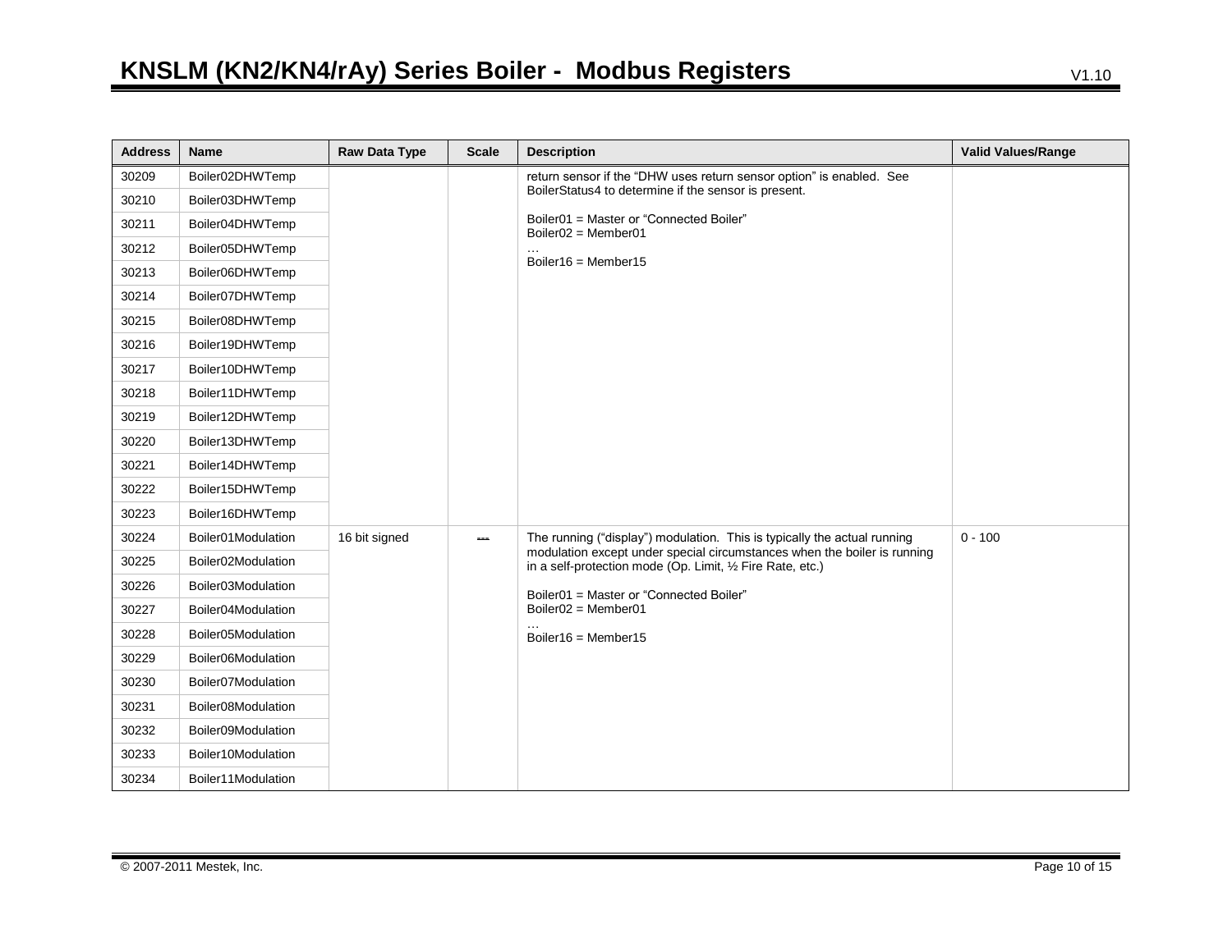| Address | Name | Raw Data Type | Scale | Description | Valid Values/Range |
|---|---|---|---|---|---|
| 30209 | Boiler02DHWTemp | | | return sensor if the "DHW uses return sensor option" is enabled. See BoilerStatus4 to determine if the sensor is present.<br><br>Boiler01 = Master or "Connected Boiler"<br>Boiler02 = Member01<br>…<br>Boiler16 = Member15 | |
| 30210 | Boiler03DHWTemp | | | | |
| 30211 | Boiler04DHWTemp | | | | |
| 30212 | Boiler05DHWTemp | | | | |
| 30213 | Boiler06DHWTemp | | | | |
| 30214 | Boiler07DHWTemp | | | | |
| 30215 | Boiler08DHWTemp | | | | |
| 30216 | Boiler19DHWTemp | | | | |
| 30217 | Boiler10DHWTemp | | | | |
| 30218 | Boiler11DHWTemp | | | | |
| 30219 | Boiler12DHWTemp | | | | |
| 30220 | Boiler13DHWTemp | | | | |
| 30221 | Boiler14DHWTemp | | | | |
| 30222 | Boiler15DHWTemp | | | | |
| 30223 | Boiler16DHWTemp | | | | |
| 30224 | Boiler01Modulation | 16 bit signed | --- | The running ("display") modulation. This is typically the actual running modulation except under special circumstances when the boiler is running in a self-protection mode (Op. Limit, ½ Fire Rate, etc.)<br><br>Boiler01 = Master or "Connected Boiler"<br>Boiler02 = Member01<br>…<br>Boiler16 = Member15 | 0 - 100 |
| 30225 | Boiler02Modulation | | | | |
| 30226 | Boiler03Modulation | | | | |
| 30227 | Boiler04Modulation | | | | |
| 30228 | Boiler05Modulation | | | | |
| 30229 | Boiler06Modulation | | | | |
| 30230 | Boiler07Modulation | | | | |
| 30231 | Boiler08Modulation | | | | |
| 30232 | Boiler09Modulation | | | | |
| 30233 | Boiler10Modulation | | | | |
| 30234 | Boiler11Modulation | | | | |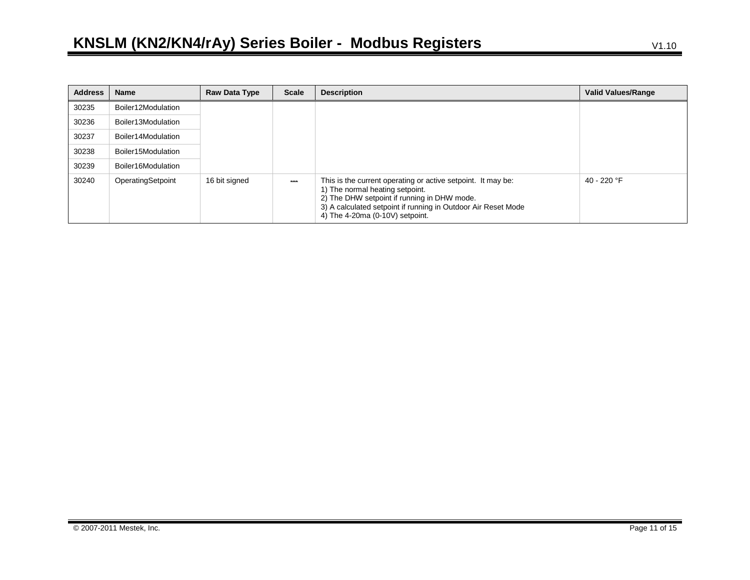| Address | Name | Raw Data Type | Scale | Description | Valid Values/Range |
|---|---|---|---|---|---|
| 30235 | Boiler12Modulation | | | | |
| 30236 | Boiler13Modulation | | | | |
| 30237 | Boiler14Modulation | | | | |
| 30238 | Boiler15Modulation | | | | |
| 30239 | Boiler16Modulation | | | | |
| 30240 | OperatingSetpoint | 16 bit signed | --- | This is the current operating or active setpoint. It may be:<br>1) The normal heating setpoint.<br>2) The DHW setpoint if running in DHW mode.<br>3) A calculated setpoint if running in Outdoor Air Reset Mode<br>4) The 4-20ma (0-10V) setpoint. | 40 - 220 °F |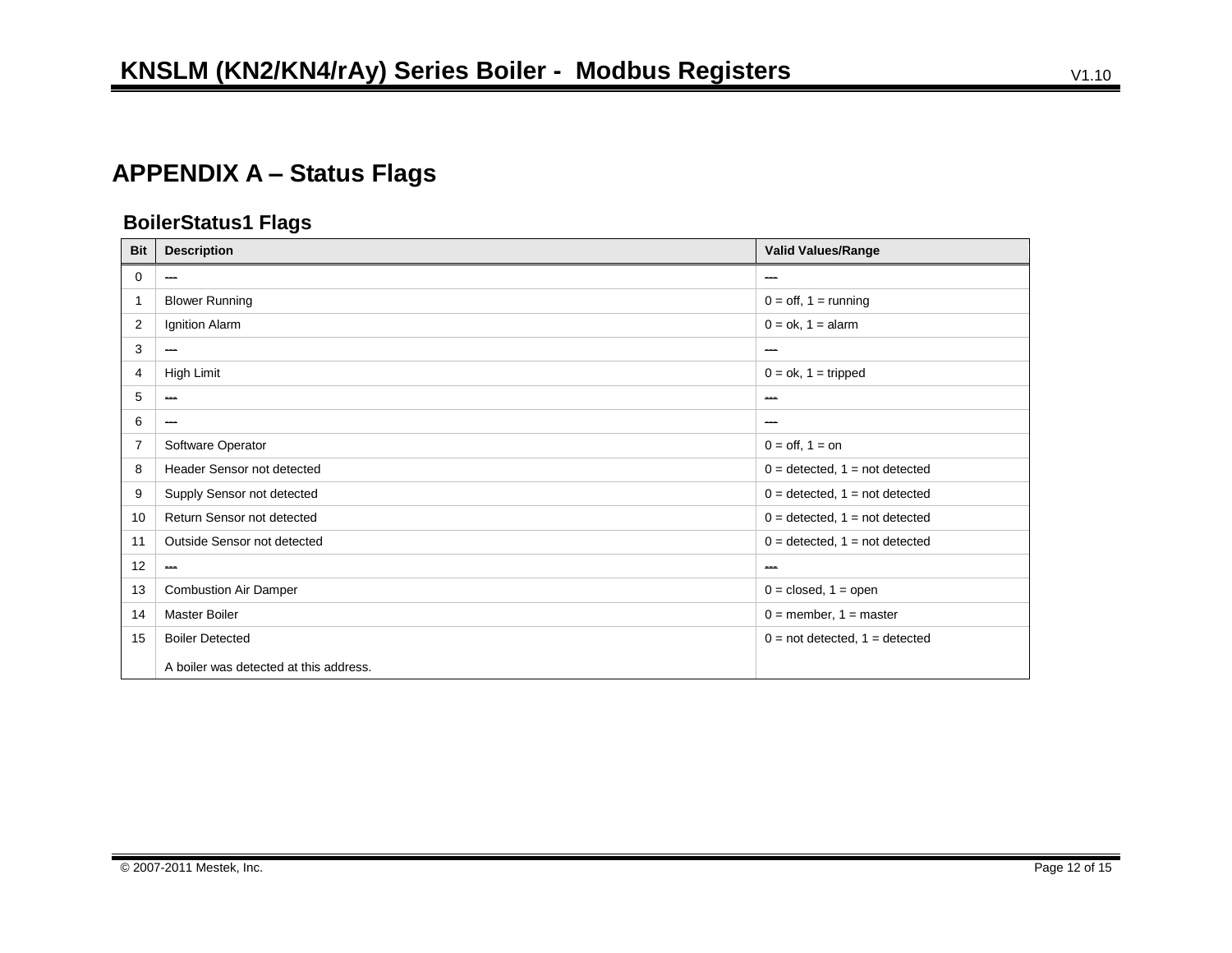# APPENDIX A – Status Flags

## BoilerStatus1 Flags

| Bit | Description | Valid Values/Range |
|---|---|---|
| 0 | --- | --- |
| 1 | Blower Running | 0 = off, 1 = running |
| 2 | Ignition Alarm | 0 = ok, 1 = alarm |
| 3 | --- | --- |
| 4 | High Limit | 0 = ok, 1 = tripped |
| 5 | --- | --- |
| 6 | --- | --- |
| 7 | Software Operator | 0 = off, 1 = on |
| 8 | Header Sensor not detected | 0 = detected, 1 = not detected |
| 9 | Supply Sensor not detected | 0 = detected, 1 = not detected |
| 10 | Return Sensor not detected | 0 = detected, 1 = not detected |
| 11 | Outside Sensor not detected | 0 = detected, 1 = not detected |
| 12 | --- | --- |
| 13 | Combustion Air Damper | 0 = closed, 1 = open |
| 14 | Master Boiler | 0 = member, 1 = master |
| 15 | Boiler Detected<br><br>A boiler was detected at this address. | 0 = not detected, 1 = detected |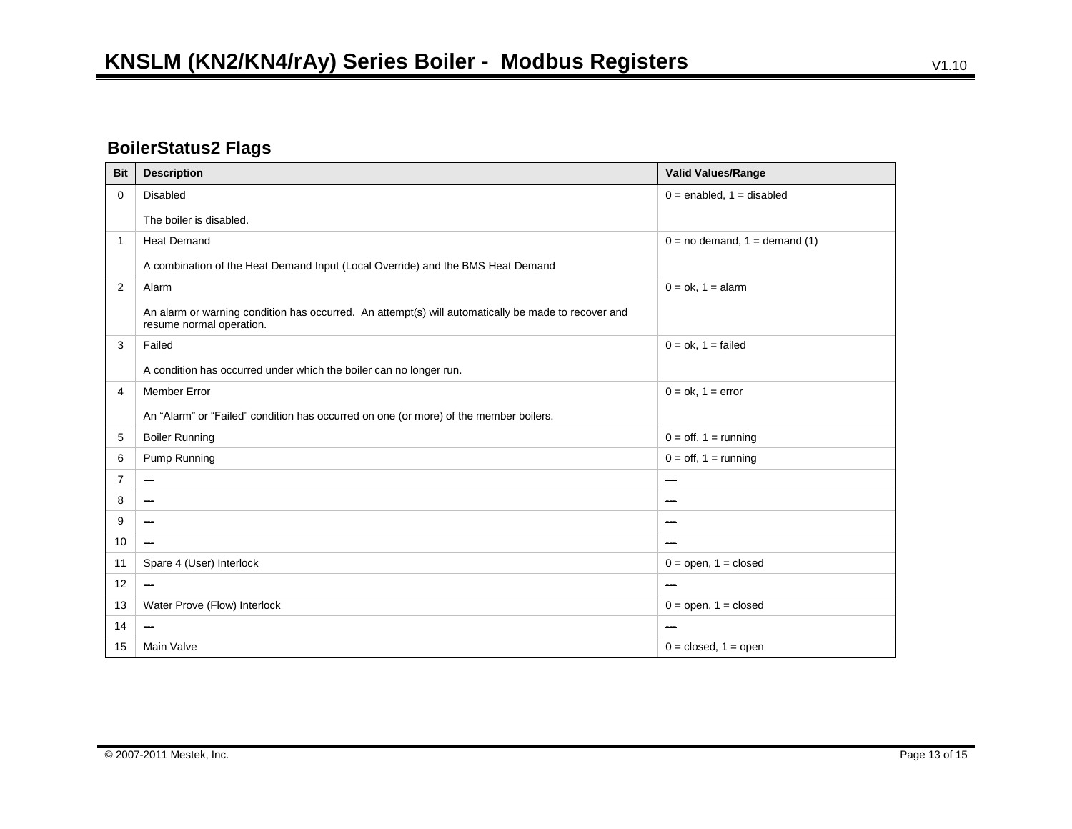## BoilerStatus2 Flags

| Bit | Description | Valid Values/Range |
|---|---|---|
| 0 | Disabled<br><br>The boiler is disabled. | 0 = enabled, 1 = disabled |
| 1 | Heat Demand<br><br>A combination of the Heat Demand Input (Local Override) and the BMS Heat Demand | 0 = no demand, 1 = demand (1) |
| 2 | Alarm<br><br>An alarm or warning condition has occurred. An attempt(s) will automatically be made to recover and resume normal operation. | 0 = ok, 1 = alarm |
| 3 | Failed<br><br>A condition has occurred under which the boiler can no longer run. | 0 = ok, 1 = failed |
| 4 | Member Error<br><br>An “Alarm” or “Failed” condition has occurred on one (or more) of the member boilers. | 0 = ok, 1 = error |
| 5 | Boiler Running | 0 = off, 1 = running |
| 6 | Pump Running | 0 = off, 1 = running |
| 7 | --- | --- |
| 8 | --- | --- |
| 9 | --- | --- |
| 10 | --- | --- |
| 11 | Spare 4 (User) Interlock | 0 = open, 1 = closed |
| 12 | --- | --- |
| 13 | Water Prove (Flow) Interlock | 0 = open, 1 = closed |
| 14 | --- | --- |
| 15 | Main Valve | 0 = closed, 1 = open |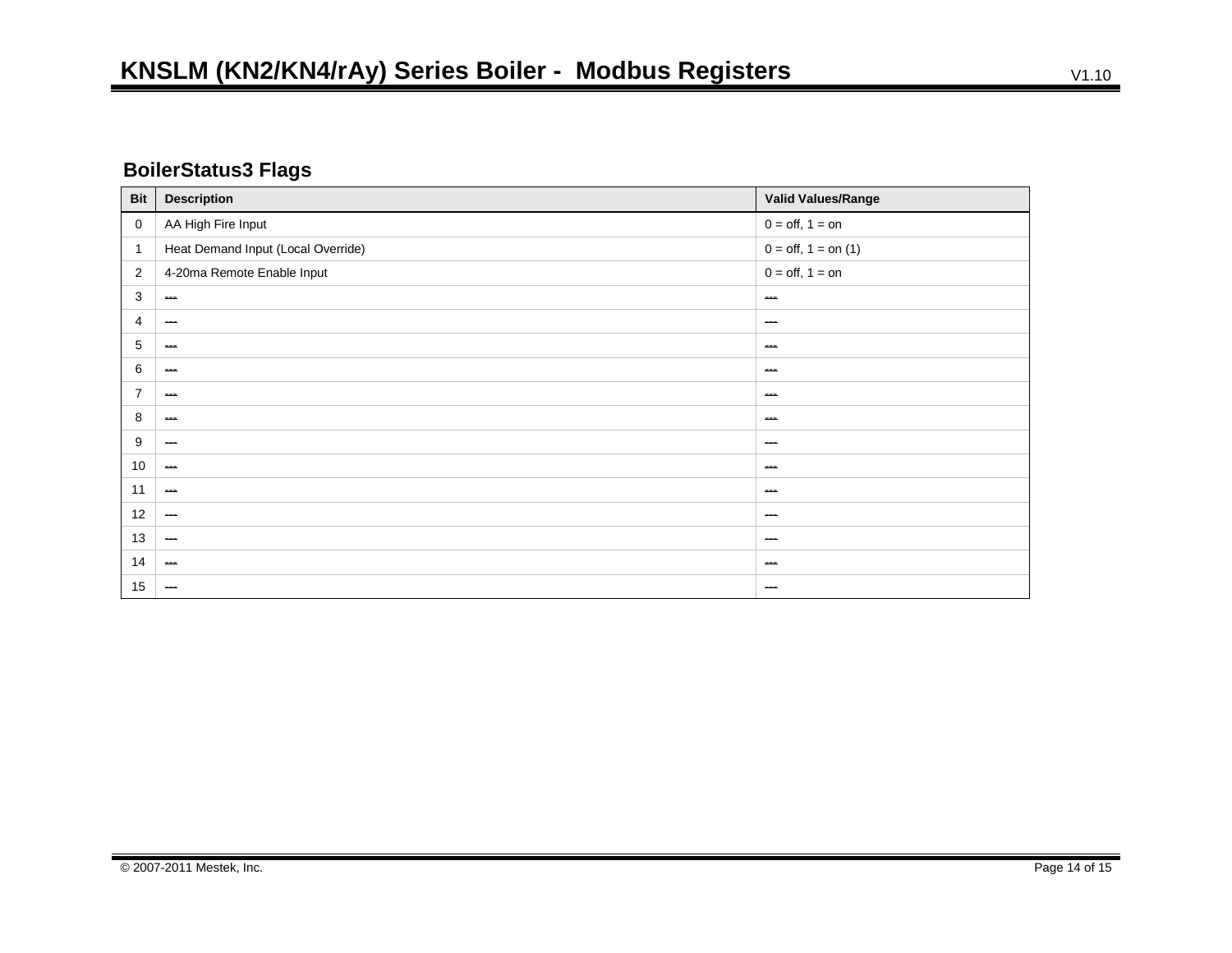## BoilerStatus3 Flags

| Bit | Description | Valid Values/Range |
|---|---|---|
| 0 | AA High Fire Input | 0 = off, 1 = on |
| 1 | Heat Demand Input (Local Override) | 0 = off, 1 = on (1) |
| 2 | 4-20ma Remote Enable Input | 0 = off, 1 = on |
| 3 | --- | --- |
| 4 | --- | --- |
| 5 | --- | --- |
| 6 | --- | --- |
| 7 | --- | --- |
| 8 | --- | --- |
| 9 | --- | --- |
| 10 | --- | --- |
| 11 | --- | --- |
| 12 | --- | --- |
| 13 | --- | --- |
| 14 | --- | --- |
| 15 | --- | --- |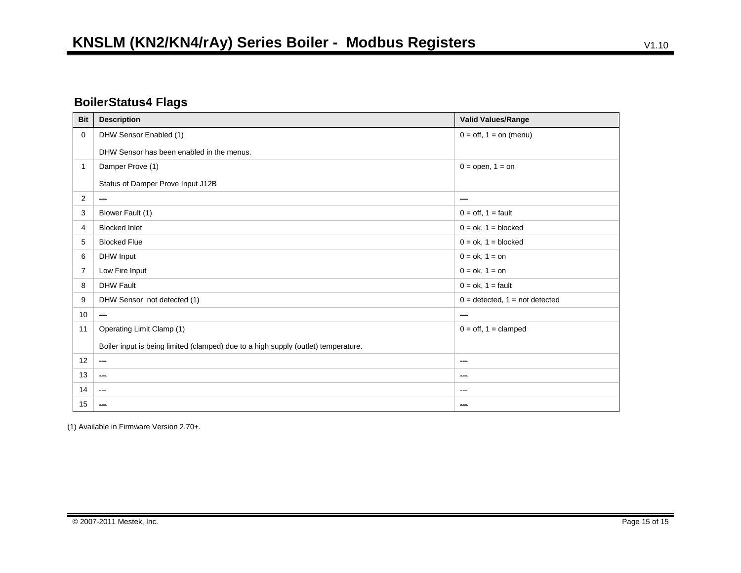## BoilerStatus4 Flags

| Bit | Description | Valid Values/Range |
| --- | --- | --- |
| 0 | DHW Sensor Enabled (1)<br><br>DHW Sensor has been enabled in the menus. | 0 = off, 1 = on (menu) |
| 1 | Damper Prove (1)<br><br>Status of Damper Prove Input J12B | 0 = open, 1 = on |
| 2 | --- | --- |
| 3 | Blower Fault (1) | 0 = off, 1 = fault |
| 4 | Blocked Inlet | 0 = ok, 1 = blocked |
| 5 | Blocked Flue | 0 = ok, 1 = blocked |
| 6 | DHW Input | 0 = ok, 1 = on |
| 7 | Low Fire Input | 0 = ok, 1 = on |
| 8 | DHW Fault | 0 = ok, 1 = fault |
| 9 | DHW Sensor not detected (1) | 0 = detected, 1 = not detected |
| 10 | --- | --- |
| 11 | Operating Limit Clamp (1)<br><br>Boiler input is being limited (clamped) due to a high supply (outlet) temperature. | 0 = off, 1 = clamped |
| 12 | --- | --- |
| 13 | --- | --- |
| 14 | --- | --- |
| 15 | --- | --- |

(1) Available in Firmware Version 2.70+.